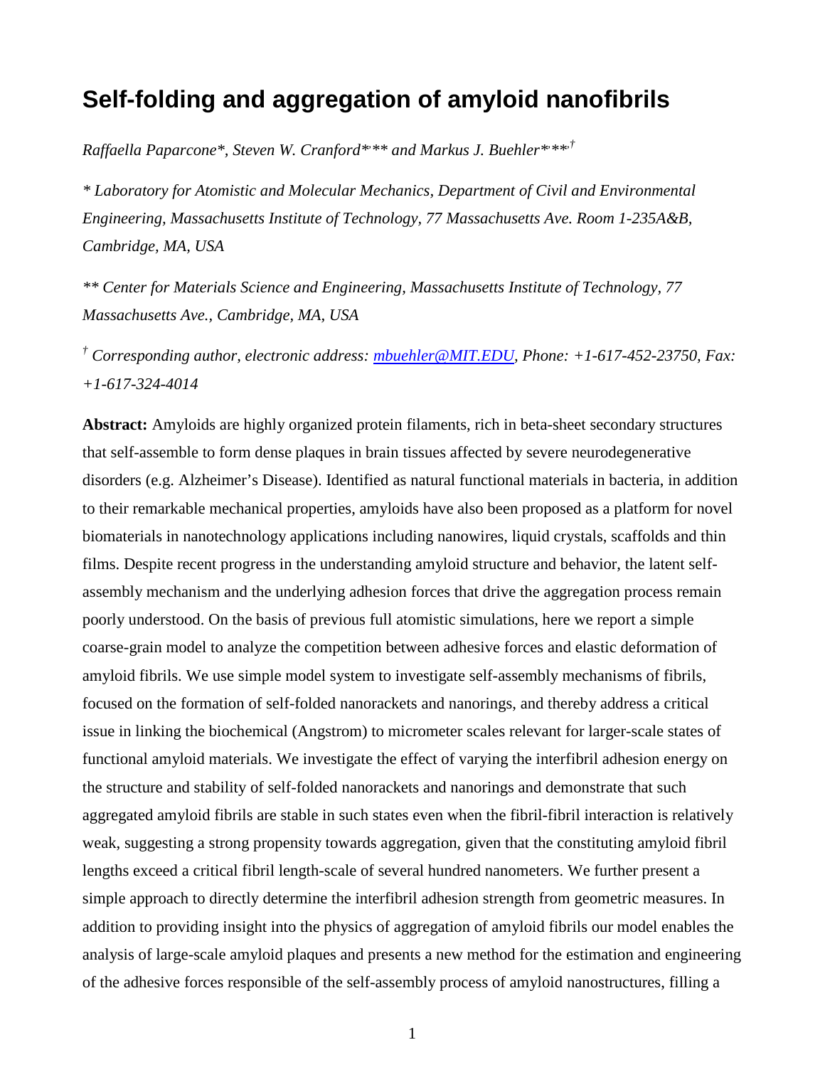# Self-folding and aggregation of amyloid nanofibrils

*Raffaella Paparcone\*, Steven W. Cranford\*,\*\* and Markus J. Buehler\*,\*\*,†*

*\* Laboratory for Atomistic and Molecular Mechanics, Department of Civil and Environmental Engineering, Massachusetts Institute of Technology, 77 Massachusetts Ave. Room 1-235A&B, Cambridge, MA, USA*

*\*\* Center for Materials Science and Engineering, Massachusetts Institute of Technology, 77 Massachusetts Ave., Cambridge, MA, USA*

*† Corresponding author, electronic address: mbuehler@MIT.EDU, Phone: +1-617-452-23750, Fax: +1-617-324-4014*

**Abstract:** Amyloids are highly organized protein filaments, rich in beta-sheet secondary structures that self-assemble to form dense plaques in brain tissues affected by severe neurodegenerative disorders (e.g. Alzheimer's Disease). Identified as natural functional materials in bacteria, in addition to their remarkable mechanical properties, amyloids have also been proposed as a platform for novel biomaterials in nanotechnology applications including nanowires, liquid crystals, scaffolds and thin films. Despite recent progress in the understanding amyloid structure and behavior, the latent self-assembly mechanism and the underlying adhesion forces that drive the aggregation process remain poorly understood. On the basis of previous full atomistic simulations, here we report a simple coarse-grain model to analyze the competition between adhesive forces and elastic deformation of amyloid fibrils. We use simple model system to investigate self-assembly mechanisms of fibrils, focused on the formation of self-folded nanorackets and nanorings, and thereby address a critical issue in linking the biochemical (Angstrom) to micrometer scales relevant for larger-scale states of functional amyloid materials. We investigate the effect of varying the interfibril adhesion energy on the structure and stability of self-folded nanorackets and nanorings and demonstrate that such aggregated amyloid fibrils are stable in such states even when the fibril-fibril interaction is relatively weak, suggesting a strong propensity towards aggregation, given that the constituting amyloid fibril lengths exceed a critical fibril length-scale of several hundred nanometers. We further present a simple approach to directly determine the interfibril adhesion strength from geometric measures. In addition to providing insight into the physics of aggregation of amyloid fibrils our model enables the analysis of large-scale amyloid plaques and presents a new method for the estimation and engineering of the adhesive forces responsible of the self-assembly process of amyloid nanostructures, filling a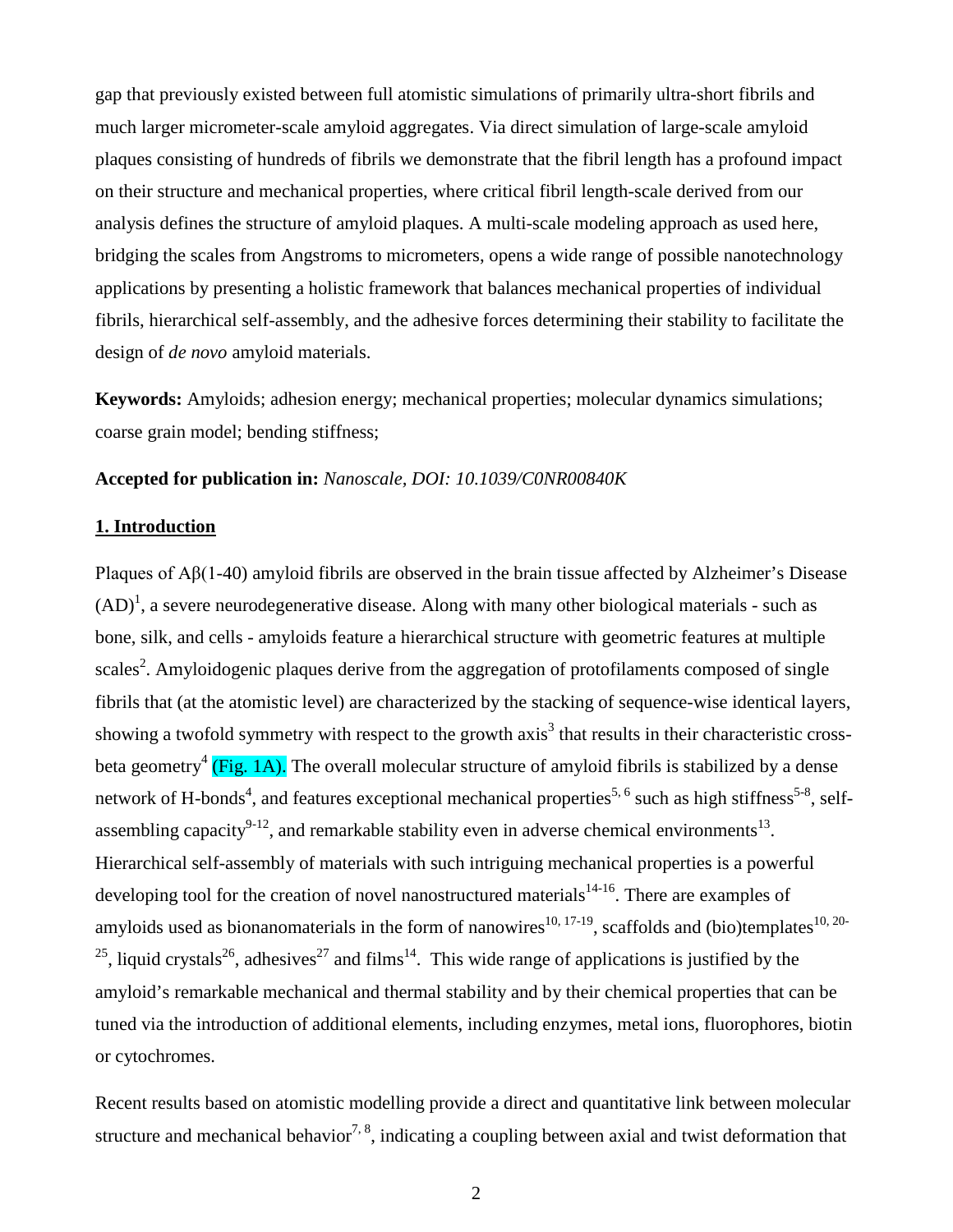gap that previously existed between full atomistic simulations of primarily ultra-short fibrils and much larger micrometer-scale amyloid aggregates. Via direct simulation of large-scale amyloid plaques consisting of hundreds of fibrils we demonstrate that the fibril length has a profound impact on their structure and mechanical properties, where critical fibril length-scale derived from our analysis defines the structure of amyloid plaques. A multi-scale modeling approach as used here, bridging the scales from Angstroms to micrometers, opens a wide range of possible nanotechnology applications by presenting a holistic framework that balances mechanical properties of individual fibrils, hierarchical self-assembly, and the adhesive forces determining their stability to facilitate the design of *de novo* amyloid materials.

**Keywords:** Amyloids; adhesion energy; mechanical properties; molecular dynamics simulations; coarse grain model; bending stiffness;

**Accepted for publication in:** *Nanoscale, DOI: 10.1039/C0NR00840K*

## 1. Introduction

Plaques of Aβ(1-40) amyloid fibrils are observed in the brain tissue affected by Alzheimer's Disease (AD)[1], a severe neurodegenerative disease. Along with many other biological materials - such as bone, silk, and cells - amyloids feature a hierarchical structure with geometric features at multiple scales[2]. Amyloidogenic plaques derive from the aggregation of protofilaments composed of single fibrils that (at the atomistic level) are characterized by the stacking of sequence-wise identical layers, showing a twofold symmetry with respect to the growth axis[3] that results in their characteristic cross-beta geometry[4] (Fig. 1A). The overall molecular structure of amyloid fibrils is stabilized by a dense network of H-bonds[4], and features exceptional mechanical properties[5, 6] such as high stiffness[5-8], self-assembling capacity[9-12], and remarkable stability even in adverse chemical environments[13]. Hierarchical self-assembly of materials with such intriguing mechanical properties is a powerful developing tool for the creation of novel nanostructured materials[14-16]. There are examples of amyloids used as bionanomaterials in the form of nanowires[10, 17-19], scaffolds and (bio)templates[10, 20-25], liquid crystals[26], adhesives[27] and films[14]. This wide range of applications is justified by the amyloid's remarkable mechanical and thermal stability and by their chemical properties that can be tuned via the introduction of additional elements, including enzymes, metal ions, fluorophores, biotin or cytochromes.

Recent results based on atomistic modelling provide a direct and quantitative link between molecular structure and mechanical behavior[7, 8], indicating a coupling between axial and twist deformation that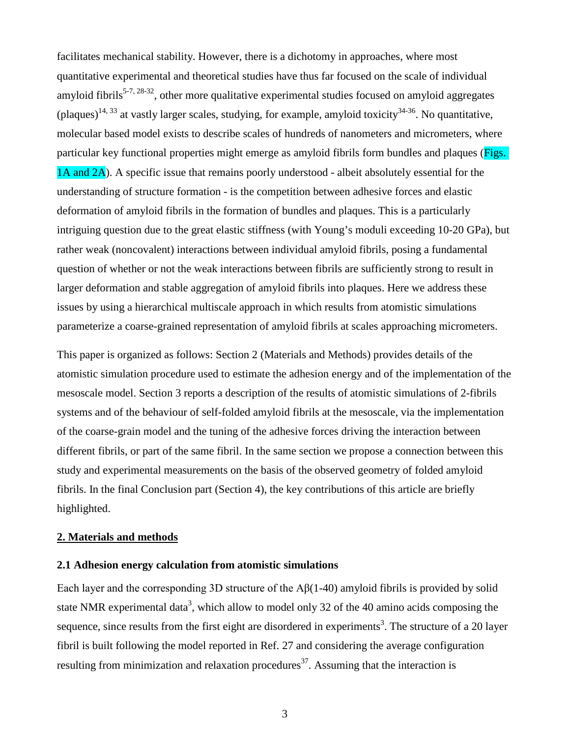facilitates mechanical stability. However, there is a dichotomy in approaches, where most quantitative experimental and theoretical studies have thus far focused on the scale of individual amyloid fibrils[5-7, 28-32], other more qualitative experimental studies focused on amyloid aggregates (plaques)[14, 33] at vastly larger scales, studying, for example, amyloid toxicity[34-36]. No quantitative, molecular based model exists to describe scales of hundreds of nanometers and micrometers, where particular key functional properties might emerge as amyloid fibrils form bundles and plaques (Figs. 1A and 2A). A specific issue that remains poorly understood - albeit absolutely essential for the understanding of structure formation - is the competition between adhesive forces and elastic deformation of amyloid fibrils in the formation of bundles and plaques. This is a particularly intriguing question due to the great elastic stiffness (with Young's moduli exceeding 10-20 GPa), but rather weak (noncovalent) interactions between individual amyloid fibrils, posing a fundamental question of whether or not the weak interactions between fibrils are sufficiently strong to result in larger deformation and stable aggregation of amyloid fibrils into plaques. Here we address these issues by using a hierarchical multiscale approach in which results from atomistic simulations parameterize a coarse-grained representation of amyloid fibrils at scales approaching micrometers.

This paper is organized as follows: Section 2 (Materials and Methods) provides details of the atomistic simulation procedure used to estimate the adhesion energy and of the implementation of the mesoscale model. Section 3 reports a description of the results of atomistic simulations of 2-fibrils systems and of the behaviour of self-folded amyloid fibrils at the mesoscale, via the implementation of the coarse-grain model and the tuning of the adhesive forces driving the interaction between different fibrils, or part of the same fibril. In the same section we propose a connection between this study and experimental measurements on the basis of the observed geometry of folded amyloid fibrils. In the final Conclusion part (Section 4), the key contributions of this article are briefly highlighted.

## 2. Materials and methods

### 2.1 Adhesion energy calculation from atomistic simulations

Each layer and the corresponding 3D structure of the Aβ(1-40) amyloid fibrils is provided by solid state NMR experimental data[3], which allow to model only 32 of the 40 amino acids composing the sequence, since results from the first eight are disordered in experiments[3]. The structure of a 20 layer fibril is built following the model reported in Ref. 27 and considering the average configuration resulting from minimization and relaxation procedures[37]. Assuming that the interaction is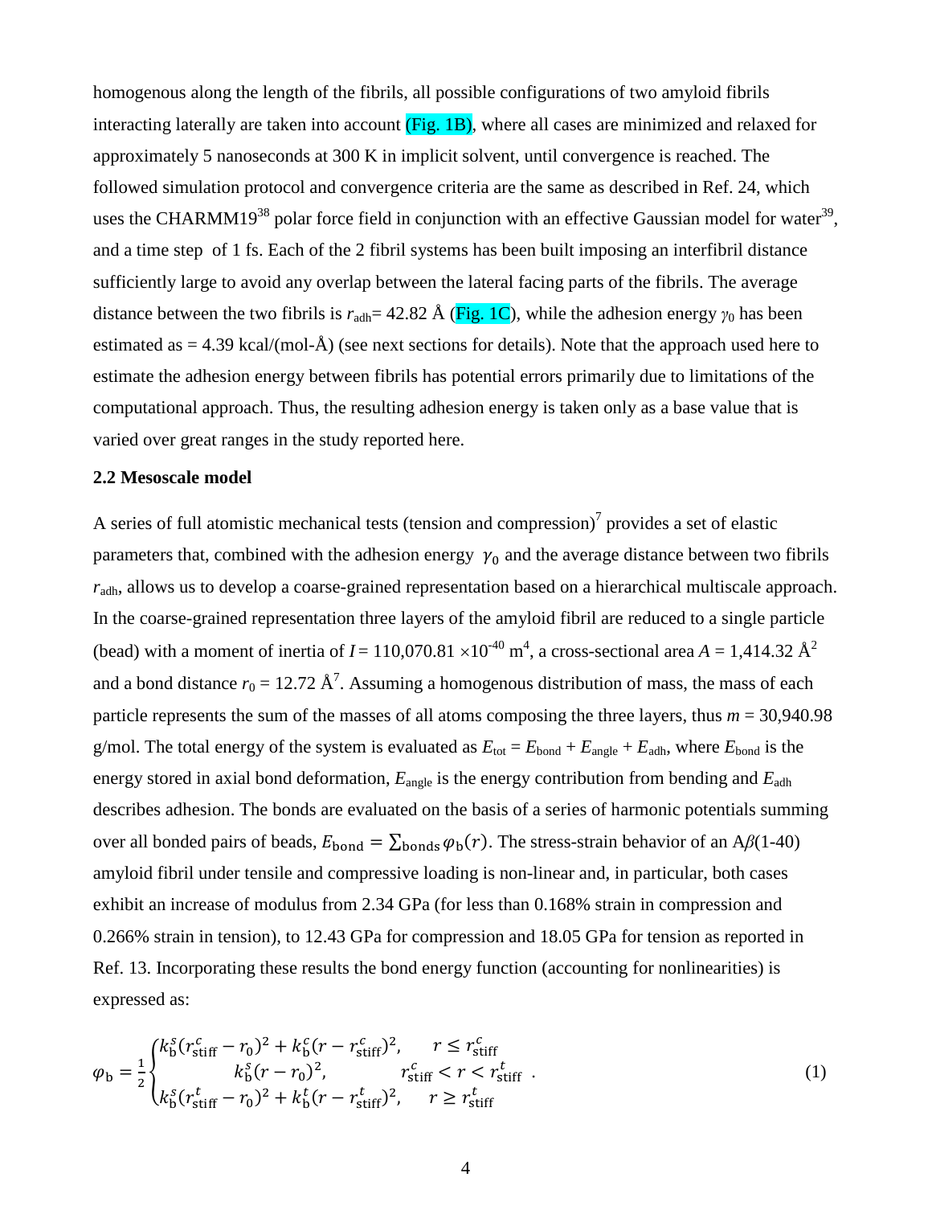homogenous along the length of the fibrils, all possible configurations of two amyloid fibrils interacting laterally are taken into account (Fig. 1B), where all cases are minimized and relaxed for approximately 5 nanoseconds at 300 K in implicit solvent, until convergence is reached. The followed simulation protocol and convergence criteria are the same as described in Ref. 24, which uses the CHARMM19[38] polar force field in conjunction with an effective Gaussian model for water[39], and a time step of 1 fs. Each of the 2 fibril systems has been built imposing an interfibril distance sufficiently large to avoid any overlap between the lateral facing parts of the fibrils. The average distance between the two fibrils is $r_{\text{adh}}$= 42.82 Å (Fig. 1C), while the adhesion energy $\gamma_0$ has been estimated as = 4.39 kcal/(mol-Å) (see next sections for details). Note that the approach used here to estimate the adhesion energy between fibrils has potential errors primarily due to limitations of the computational approach. Thus, the resulting adhesion energy is taken only as a base value that is varied over great ranges in the study reported here.

**2.2 Mesoscale model**

A series of full atomistic mechanical tests (tension and compression)[7] provides a set of elastic parameters that, combined with the adhesion energy $\gamma_0$ and the average distance between two fibrils $r_{\text{adh}}$, allows us to develop a coarse-grained representation based on a hierarchical multiscale approach. In the coarse-grained representation three layers of the amyloid fibril are reduced to a single particle (bead) with a moment of inertia of $I$ = 110,070.81 $\times 10^{-40}$ m$^4$, a cross-sectional area $A$ = 1,414.32 Å$^2$ and a bond distance $r_0$ = 12.72 Å[7]. Assuming a homogenous distribution of mass, the mass of each particle represents the sum of the masses of all atoms composing the three layers, thus $m$ = 30,940.98 g/mol. The total energy of the system is evaluated as $E_{\text{tot}} = E_{\text{bond}} + E_{\text{angle}} + E_{\text{adh}}$, where $E_{\text{bond}}$ is the energy stored in axial bond deformation, $E_{\text{angle}}$ is the energy contribution from bending and $E_{\text{adh}}$ describes adhesion. The bonds are evaluated on the basis of a series of harmonic potentials summing over all bonded pairs of beads, $E_{\text{bond}} = \sum_{\text{bonds}} \varphi_{\text{b}}(r)$. The stress-strain behavior of an A$\beta$(1-40) amyloid fibril under tensile and compressive loading is non-linear and, in particular, both cases exhibit an increase of modulus from 2.34 GPa (for less than 0.168% strain in compression and 0.266% strain in tension), to 12.43 GPa for compression and 18.05 GPa for tension as reported in Ref. 13. Incorporating these results the bond energy function (accounting for nonlinearities) is expressed as:

$$\varphi_{\text{b}} = \frac{1}{2}\begin{cases} k_{\text{b}}^{s}(r_{\text{stiff}}^{c} - r_0)^2 + k_{\text{b}}^{c}(r - r_{\text{stiff}}^{c})^2, & r \le r_{\text{stiff}}^{c} \\ k_{\text{b}}^{s}(r - r_0)^2, & r_{\text{stiff}}^{c} < r < r_{\text{stiff}}^{t} \\ k_{\text{b}}^{s}(r_{\text{stiff}}^{t} - r_0)^2 + k_{\text{b}}^{t}(r - r_{\text{stiff}}^{t})^2, & r \ge r_{\text{stiff}}^{t} \end{cases} \quad (1)$$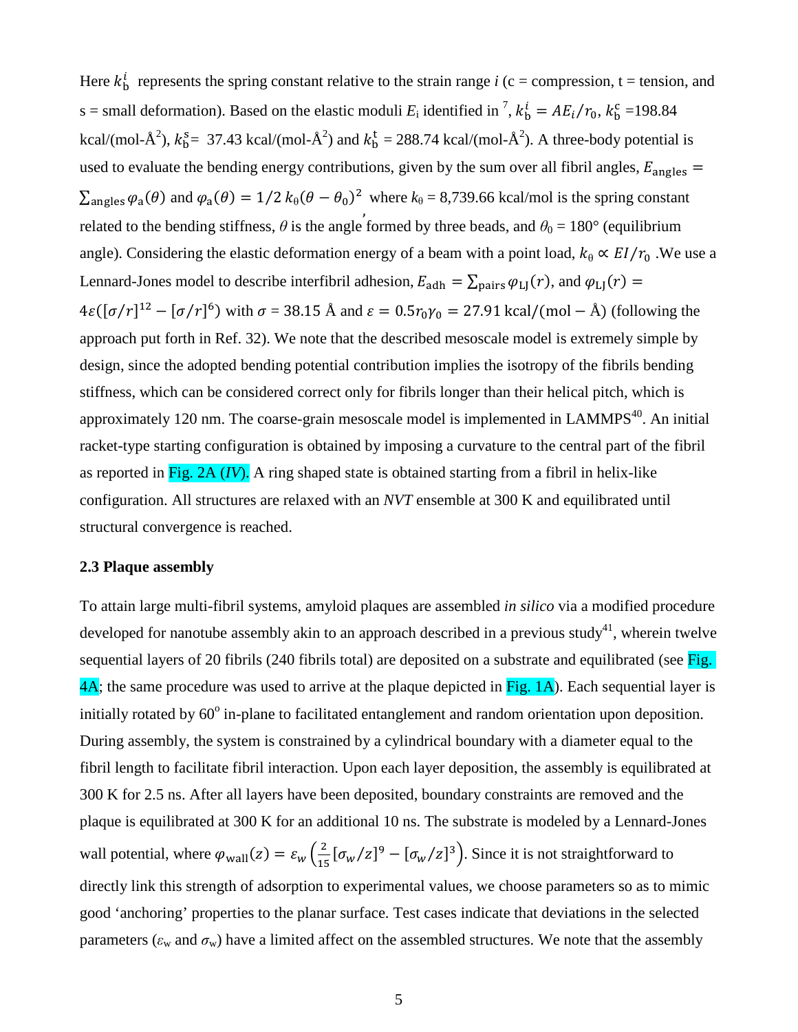Here $k_{\mathrm{b}}^{i}$ represents the spring constant relative to the strain range *i* (c = compression, t = tension, and s = small deformation). Based on the elastic moduli $E_{\mathrm{i}}$ identified in [7], $k_{\mathrm{b}}^{i} = AE_i/r_0$, $k_{\mathrm{b}}^{\mathrm{c}}$ =198.84 kcal/(mol-Å$^2$), $k_{\mathrm{b}}^{\mathrm{s}}$= 37.43 kcal/(mol-Å$^2$) and $k_{\mathrm{b}}^{\mathrm{t}}$ = 288.74 kcal/(mol-Å$^2$). A three-body potential is used to evaluate the bending energy contributions, given by the sum over all fibril angles, $E_{\mathrm{angles}} = \sum_{\mathrm{angles}} \varphi_{\mathrm{a}}(\theta)$ and $\varphi_{\mathrm{a}}(\theta) = 1/2\, k_{\theta}(\theta - \theta_0)^2$ where $k_{\theta}$ = 8,739.66 kcal/mol is the spring constant related to the bending stiffness, $\theta$ is the angle formed by three beads, and $\theta_0$ = 180° (equilibrium angle). Considering the elastic deformation energy of a beam with a point load, $k_{\theta} \propto EI/r_0$ .We use a Lennard-Jones model to describe interfibril adhesion, $E_{\mathrm{adh}} = \sum_{\mathrm{pairs}} \varphi_{\mathrm{LJ}}(r)$, and $\varphi_{\mathrm{LJ}}(r) = 4\varepsilon([\sigma/r]^{12} - [\sigma/r]^{6})$ with $\sigma$ = 38.15 Å and $\varepsilon = 0.5 r_0 \gamma_0 = 27.91\ \mathrm{kcal/(mol - Å)}$ (following the approach put forth in Ref. 32). We note that the described mesoscale model is extremely simple by design, since the adopted bending potential contribution implies the isotropy of the fibrils bending stiffness, which can be considered correct only for fibrils longer than their helical pitch, which is approximately 120 nm. The coarse-grain mesoscale model is implemented in LAMMPS[40]. An initial racket-type starting configuration is obtained by imposing a curvature to the central part of the fibril as reported in Fig. 2A (*IV*). A ring shaped state is obtained starting from a fibril in helix-like configuration. All structures are relaxed with an *NVT* ensemble at 300 K and equilibrated until structural convergence is reached.

**2.3 Plaque assembly**

To attain large multi-fibril systems, amyloid plaques are assembled *in silico* via a modified procedure developed for nanotube assembly akin to an approach described in a previous study[41], wherein twelve sequential layers of 20 fibrils (240 fibrils total) are deposited on a substrate and equilibrated (see Fig. 4A; the same procedure was used to arrive at the plaque depicted in Fig. 1A). Each sequential layer is initially rotated by 60° in-plane to facilitated entanglement and random orientation upon deposition. During assembly, the system is constrained by a cylindrical boundary with a diameter equal to the fibril length to facilitate fibril interaction. Upon each layer deposition, the assembly is equilibrated at 300 K for 2.5 ns. After all layers have been deposited, boundary constraints are removed and the plaque is equilibrated at 300 K for an additional 10 ns. The substrate is modeled by a Lennard-Jones wall potential, where $\varphi_{\mathrm{wall}}(z) = \varepsilon_w \left(\frac{2}{15}[\sigma_w/z]^9 - [\sigma_w/z]^3\right)$. Since it is not straightforward to directly link this strength of adsorption to experimental values, we choose parameters so as to mimic good 'anchoring' properties to the planar surface. Test cases indicate that deviations in the selected parameters ($\varepsilon_{\mathrm{w}}$ and $\sigma_{\mathrm{w}}$) have a limited affect on the assembled structures. We note that the assembly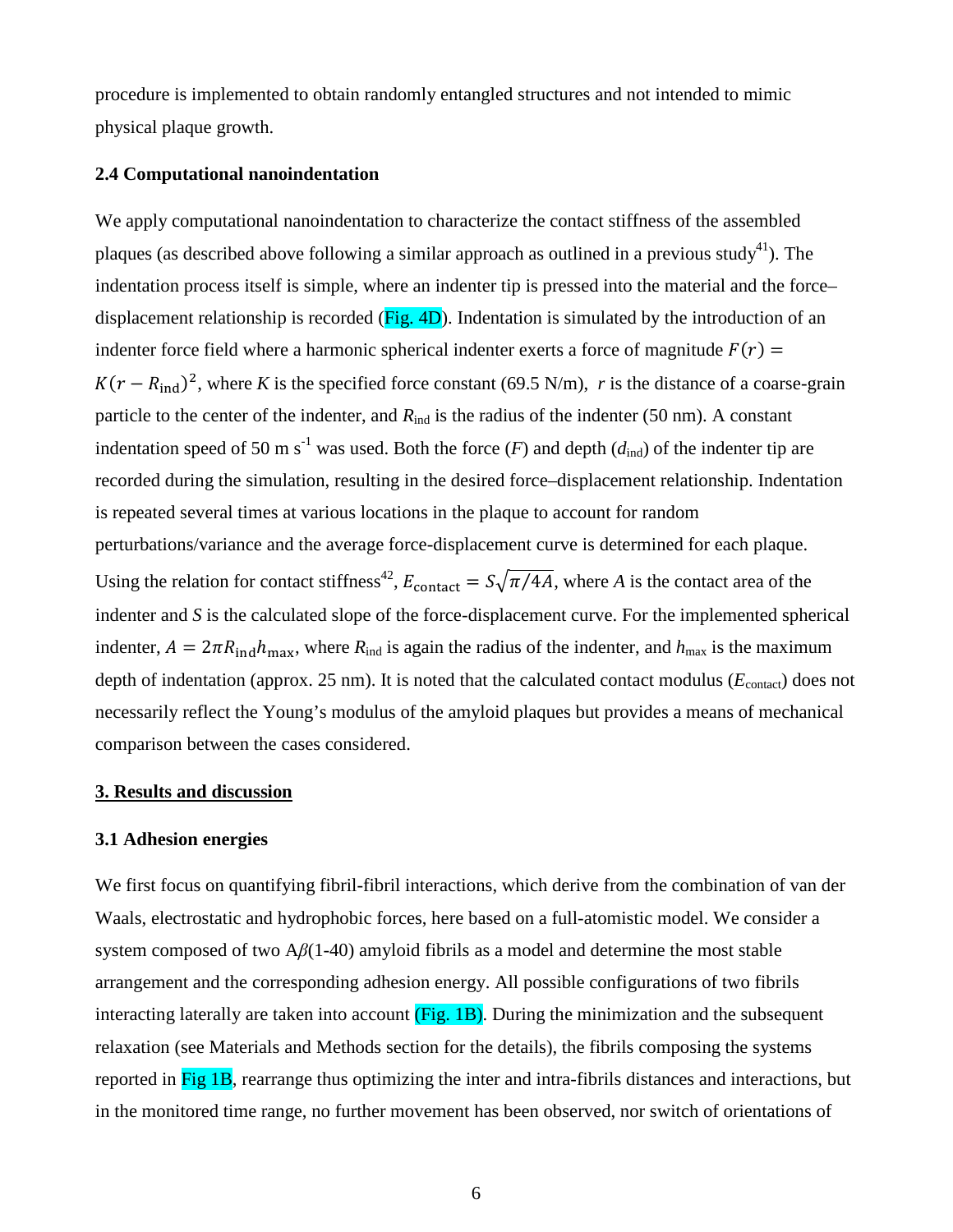procedure is implemented to obtain randomly entangled structures and not intended to mimic physical plaque growth.

### 2.4 Computational nanoindentation

We apply computational nanoindentation to characterize the contact stiffness of the assembled plaques (as described above following a similar approach as outlined in a previous study[41]). The indentation process itself is simple, where an indenter tip is pressed into the material and the force–displacement relationship is recorded (Fig. 4D). Indentation is simulated by the introduction of an indenter force field where a harmonic spherical indenter exerts a force of magnitude $F(r) = K(r - R_{\text{ind}})^2$, where *K* is the specified force constant (69.5 N/m), *r* is the distance of a coarse-grain particle to the center of the indenter, and $R_{\text{ind}}$ is the radius of the indenter (50 nm). A constant indentation speed of 50 m s$^{-1}$ was used. Both the force (*F*) and depth ($d_{\text{ind}}$) of the indenter tip are recorded during the simulation, resulting in the desired force–displacement relationship. Indentation is repeated several times at various locations in the plaque to account for random perturbations/variance and the average force-displacement curve is determined for each plaque. Using the relation for contact stiffness[42], $E_{\text{contact}} = S\sqrt{\pi/4A}$, where *A* is the contact area of the indenter and *S* is the calculated slope of the force-displacement curve. For the implemented spherical indenter, $A = 2\pi R_{\text{ind}} h_{\text{max}}$, where $R_{\text{ind}}$ is again the radius of the indenter, and $h_{\text{max}}$ is the maximum depth of indentation (approx. 25 nm). It is noted that the calculated contact modulus ($E_{\text{contact}}$) does not necessarily reflect the Young's modulus of the amyloid plaques but provides a means of mechanical comparison between the cases considered.

## 3. Results and discussion

### 3.1 Adhesion energies

We first focus on quantifying fibril-fibril interactions, which derive from the combination of van der Waals, electrostatic and hydrophobic forces, here based on a full-atomistic model. We consider a system composed of two A*β*(1-40) amyloid fibrils as a model and determine the most stable arrangement and the corresponding adhesion energy. All possible configurations of two fibrils interacting laterally are taken into account (Fig. 1B). During the minimization and the subsequent relaxation (see Materials and Methods section for the details), the fibrils composing the systems reported in Fig 1B, rearrange thus optimizing the inter and intra-fibrils distances and interactions, but in the monitored time range, no further movement has been observed, nor switch of orientations of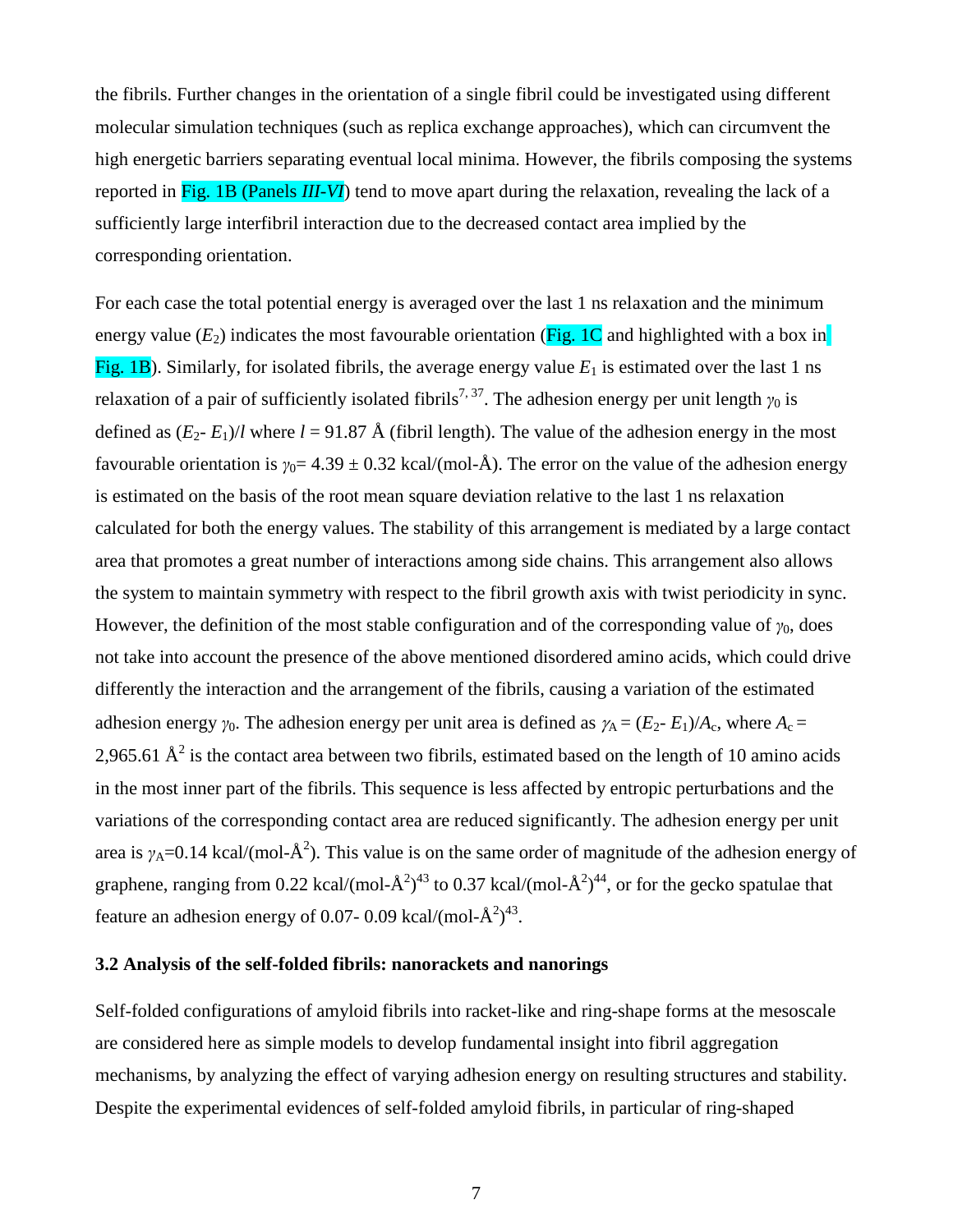the fibrils. Further changes in the orientation of a single fibril could be investigated using different molecular simulation techniques (such as replica exchange approaches), which can circumvent the high energetic barriers separating eventual local minima. However, the fibrils composing the systems reported in Fig. 1B (Panels *III-VI*) tend to move apart during the relaxation, revealing the lack of a sufficiently large interfibril interaction due to the decreased contact area implied by the corresponding orientation.

For each case the total potential energy is averaged over the last 1 ns relaxation and the minimum energy value ($E_2$) indicates the most favourable orientation (Fig. 1C and highlighted with a box in Fig. 1B). Similarly, for isolated fibrils, the average energy value $E_1$ is estimated over the last 1 ns relaxation of a pair of sufficiently isolated fibrils[7, 37]. The adhesion energy per unit length $\gamma_0$ is defined as $(E_2 - E_1)/l$ where $l$ = 91.87 Å (fibril length). The value of the adhesion energy in the most favourable orientation is $\gamma_0$= 4.39 ± 0.32 kcal/(mol-Å). The error on the value of the adhesion energy is estimated on the basis of the root mean square deviation relative to the last 1 ns relaxation calculated for both the energy values. The stability of this arrangement is mediated by a large contact area that promotes a great number of interactions among side chains. This arrangement also allows the system to maintain symmetry with respect to the fibril growth axis with twist periodicity in sync. However, the definition of the most stable configuration and of the corresponding value of $\gamma_0$, does not take into account the presence of the above mentioned disordered amino acids, which could drive differently the interaction and the arrangement of the fibrils, causing a variation of the estimated adhesion energy $\gamma_0$. The adhesion energy per unit area is defined as $\gamma_A = (E_2 - E_1)/A_c$, where $A_c$ = 2,965.61 Å$^2$ is the contact area between two fibrils, estimated based on the length of 10 amino acids in the most inner part of the fibrils. This sequence is less affected by entropic perturbations and the variations of the corresponding contact area are reduced significantly. The adhesion energy per unit area is $\gamma_A$=0.14 kcal/(mol-Å$^2$). This value is on the same order of magnitude of the adhesion energy of graphene, ranging from 0.22 kcal/(mol-Å$^2$)[43] to 0.37 kcal/(mol-Å$^2$)[44], or for the gecko spatulae that feature an adhesion energy of 0.07- 0.09 kcal/(mol-Å$^2$)[43].

### 3.2 Analysis of the self-folded fibrils: nanorackets and nanorings

Self-folded configurations of amyloid fibrils into racket-like and ring-shape forms at the mesoscale are considered here as simple models to develop fundamental insight into fibril aggregation mechanisms, by analyzing the effect of varying adhesion energy on resulting structures and stability. Despite the experimental evidences of self-folded amyloid fibrils, in particular of ring-shaped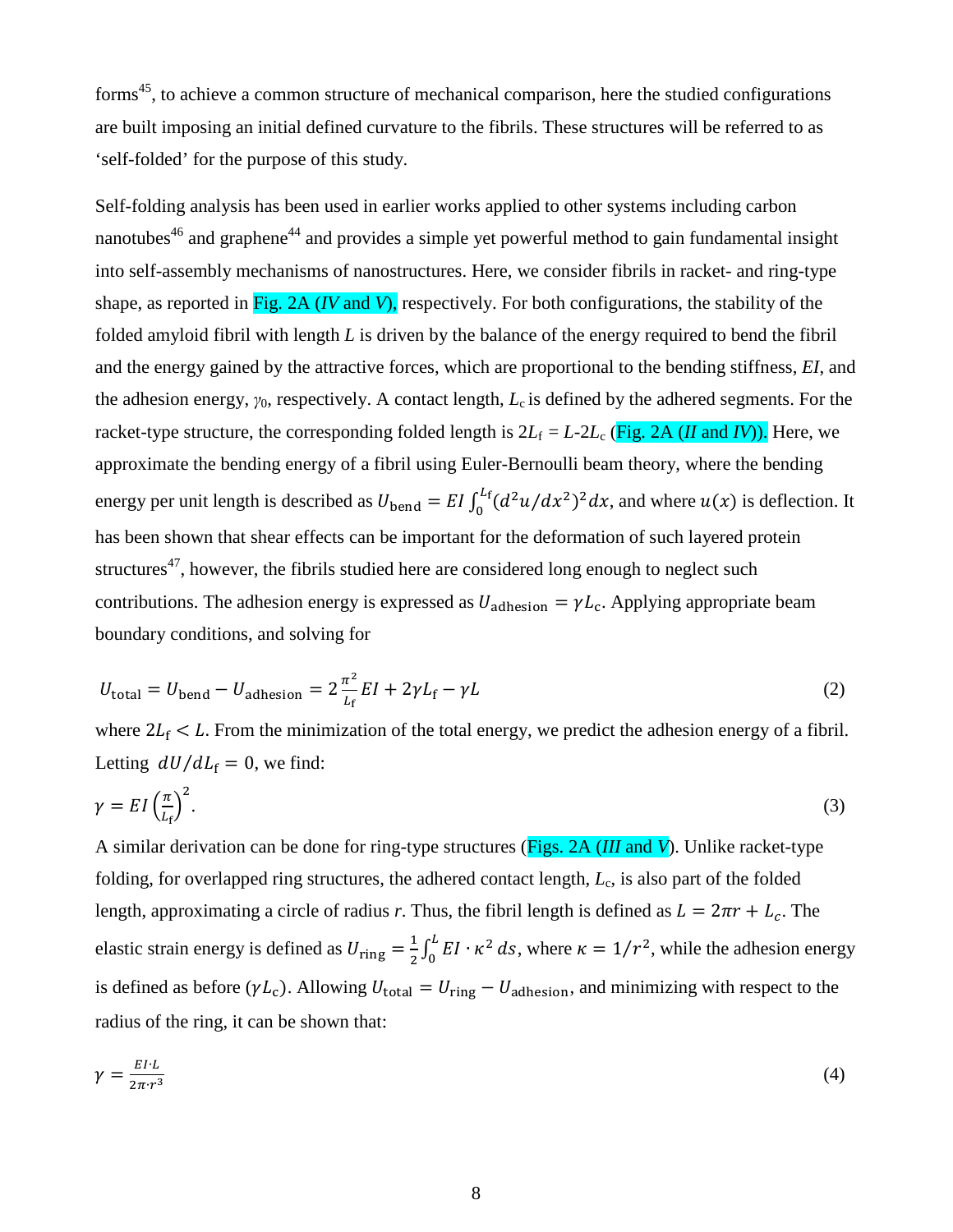forms[45], to achieve a common structure of mechanical comparison, here the studied configurations are built imposing an initial defined curvature to the fibrils. These structures will be referred to as 'self-folded' for the purpose of this study.

Self-folding analysis has been used in earlier works applied to other systems including carbon nanotubes[46] and graphene[44] and provides a simple yet powerful method to gain fundamental insight into self-assembly mechanisms of nanostructures. Here, we consider fibrils in racket- and ring-type shape, as reported in Fig. 2A (*IV* and *V*), respectively. For both configurations, the stability of the folded amyloid fibril with length $L$ is driven by the balance of the energy required to bend the fibril and the energy gained by the attractive forces, which are proportional to the bending stiffness, $EI$, and the adhesion energy, $\gamma_0$, respectively. A contact length, $L_c$ is defined by the adhered segments. For the racket-type structure, the corresponding folded length is $2L_f = L\text{-}2L_c$ (Fig. 2A (*II* and *IV*)). Here, we approximate the bending energy of a fibril using Euler-Bernoulli beam theory, where the bending energy per unit length is described as $U_{\text{bend}} = EI\int_0^{L_f}(d^2u/dx^2)^2dx$, and where $u(x)$ is deflection. It has been shown that shear effects can be important for the deformation of such layered protein structures[47], however, the fibrils studied here are considered long enough to neglect such contributions. The adhesion energy is expressed as $U_{\text{adhesion}} = \gamma L_c$. Applying appropriate beam boundary conditions, and solving for

$$U_{\text{total}} = U_{\text{bend}} - U_{\text{adhesion}} = 2\frac{\pi^2}{L_f}EI + 2\gamma L_f - \gamma L \tag{2}$$

where $2L_f < L$. From the minimization of the total energy, we predict the adhesion energy of a fibril. Letting $dU/dL_f = 0$, we find:

$$\gamma = EI\left(\frac{\pi}{L_f}\right)^2. \tag{3}$$

A similar derivation can be done for ring-type structures (Figs. 2A (*III* and *V*). Unlike racket-type folding, for overlapped ring structures, the adhered contact length, $L_c$, is also part of the folded length, approximating a circle of radius $r$. Thus, the fibril length is defined as $L = 2\pi r + L_c$. The elastic strain energy is defined as $U_{\text{ring}} = \frac{1}{2}\int_0^L EI\cdot\kappa^2\,ds$, where $\kappa = 1/r^2$, while the adhesion energy is defined as before ($\gamma L_c$). Allowing $U_{\text{total}} = U_{\text{ring}} - U_{\text{adhesion}}$, and minimizing with respect to the radius of the ring, it can be shown that:

$$\gamma = \frac{EI\cdot L}{2\pi\cdot r^3} \tag{4}$$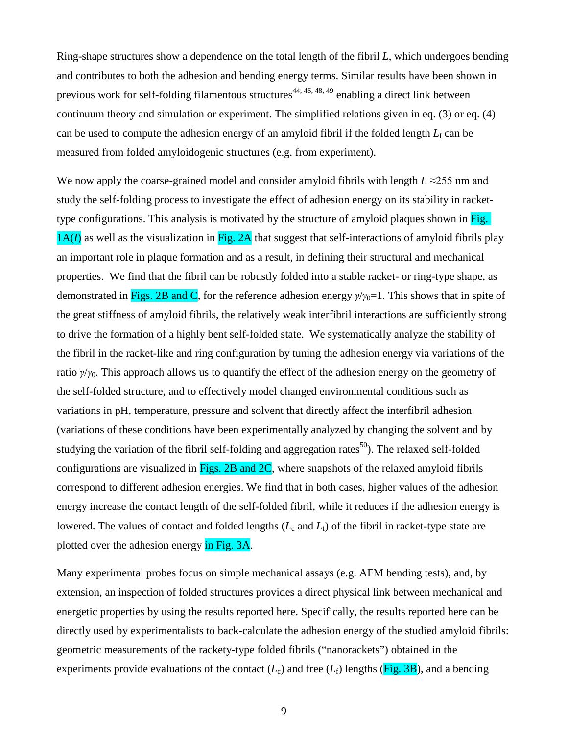Ring-shape structures show a dependence on the total length of the fibril $L$, which undergoes bending and contributes to both the adhesion and bending energy terms. Similar results have been shown in previous work for self-folding filamentous structures[44, 46, 48, 49] enabling a direct link between continuum theory and simulation or experiment. The simplified relations given in eq. (3) or eq. (4) can be used to compute the adhesion energy of an amyloid fibril if the folded length $L_f$ can be measured from folded amyloidogenic structures (e.g. from experiment).

We now apply the coarse-grained model and consider amyloid fibrils with length $L \approx 255$ nm and study the self-folding process to investigate the effect of adhesion energy on its stability in racket-type configurations. This analysis is motivated by the structure of amyloid plaques shown in Fig. 1A(*I*) as well as the visualization in Fig. 2A that suggest that self-interactions of amyloid fibrils play an important role in plaque formation and as a result, in defining their structural and mechanical properties. We find that the fibril can be robustly folded into a stable racket- or ring-type shape, as demonstrated in Figs. 2B and C, for the reference adhesion energy $\gamma/\gamma_0=1$. This shows that in spite of the great stiffness of amyloid fibrils, the relatively weak interfibril interactions are sufficiently strong to drive the formation of a highly bent self-folded state. We systematically analyze the stability of the fibril in the racket-like and ring configuration by tuning the adhesion energy via variations of the ratio $\gamma/\gamma_0$. This approach allows us to quantify the effect of the adhesion energy on the geometry of the self-folded structure, and to effectively model changed environmental conditions such as variations in pH, temperature, pressure and solvent that directly affect the interfibril adhesion (variations of these conditions have been experimentally analyzed by changing the solvent and by studying the variation of the fibril self-folding and aggregation rates[50]). The relaxed self-folded configurations are visualized in Figs. 2B and 2C, where snapshots of the relaxed amyloid fibrils correspond to different adhesion energies. We find that in both cases, higher values of the adhesion energy increase the contact length of the self-folded fibril, while it reduces if the adhesion energy is lowered. The values of contact and folded lengths ($L_c$ and $L_f$) of the fibril in racket-type state are plotted over the adhesion energy in Fig. 3A.

Many experimental probes focus on simple mechanical assays (e.g. AFM bending tests), and, by extension, an inspection of folded structures provides a direct physical link between mechanical and energetic properties by using the results reported here. Specifically, the results reported here can be directly used by experimentalists to back-calculate the adhesion energy of the studied amyloid fibrils: geometric measurements of the rackety-type folded fibrils ("nanorackets") obtained in the experiments provide evaluations of the contact ($L_c$) and free ($L_f$) lengths (Fig. 3B), and a bending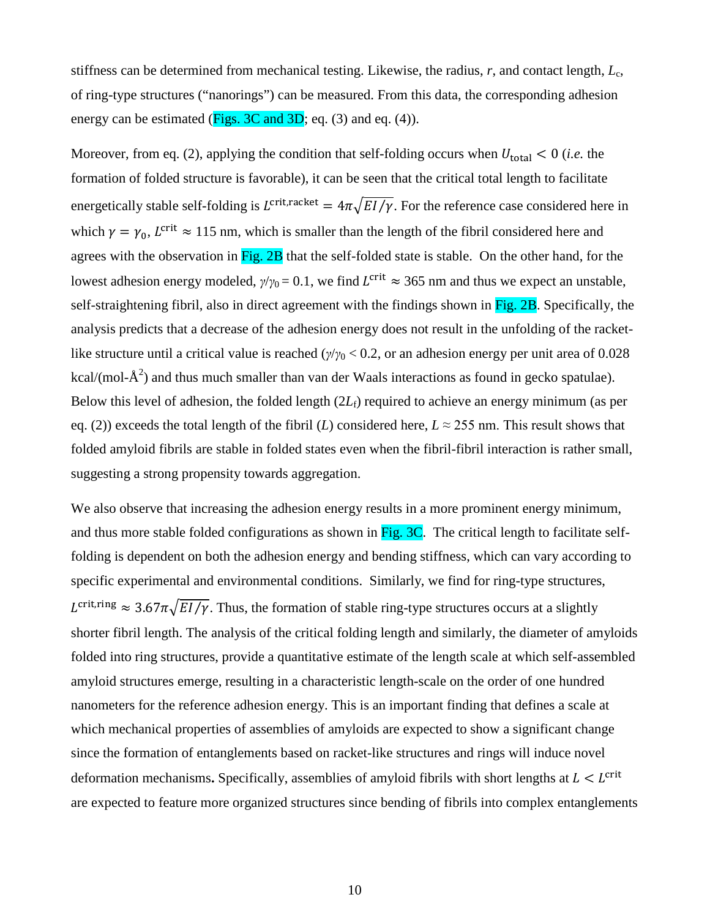stiffness can be determined from mechanical testing. Likewise, the radius, $r$, and contact length, $L_c$, of ring-type structures ("nanorings") can be measured. From this data, the corresponding adhesion energy can be estimated (Figs. 3C and 3D; eq. (3) and eq. (4)).

Moreover, from eq. (2), applying the condition that self-folding occurs when $U_{\text{total}} < 0$ (*i.e.* the formation of folded structure is favorable), it can be seen that the critical total length to facilitate energetically stable self-folding is $L^{\text{crit,racket}} = 4\pi\sqrt{EI/\gamma}$. For the reference case considered here in which $\gamma = \gamma_0$, $L^{\text{crit}} \approx 115$ nm, which is smaller than the length of the fibril considered here and agrees with the observation in Fig. 2B that the self-folded state is stable. On the other hand, for the lowest adhesion energy modeled, $\gamma/\gamma_0 = 0.1$, we find $L^{\text{crit}} \approx 365$ nm and thus we expect an unstable, self-straightening fibril, also in direct agreement with the findings shown in Fig. 2B. Specifically, the analysis predicts that a decrease of the adhesion energy does not result in the unfolding of the racket-like structure until a critical value is reached ($\gamma/\gamma_0 < 0.2$, or an adhesion energy per unit area of 0.028 kcal/(mol-Å$^2$) and thus much smaller than van der Waals interactions as found in gecko spatulae). Below this level of adhesion, the folded length ($2L_f$) required to achieve an energy minimum (as per eq. (2)) exceeds the total length of the fibril ($L$) considered here, $L \approx 255$ nm. This result shows that folded amyloid fibrils are stable in folded states even when the fibril-fibril interaction is rather small, suggesting a strong propensity towards aggregation.

We also observe that increasing the adhesion energy results in a more prominent energy minimum, and thus more stable folded configurations as shown in Fig. 3C. The critical length to facilitate self-folding is dependent on both the adhesion energy and bending stiffness, which can vary according to specific experimental and environmental conditions. Similarly, we find for ring-type structures, $L^{\text{crit,ring}} \approx 3.67\pi\sqrt{EI/\gamma}$. Thus, the formation of stable ring-type structures occurs at a slightly shorter fibril length. The analysis of the critical folding length and similarly, the diameter of amyloids folded into ring structures, provide a quantitative estimate of the length scale at which self-assembled amyloid structures emerge, resulting in a characteristic length-scale on the order of one hundred nanometers for the reference adhesion energy. This is an important finding that defines a scale at which mechanical properties of assemblies of amyloids are expected to show a significant change since the formation of entanglements based on racket-like structures and rings will induce novel deformation mechanisms**.** Specifically, assemblies of amyloid fibrils with short lengths at $L < L^{\text{crit}}$ are expected to feature more organized structures since bending of fibrils into complex entanglements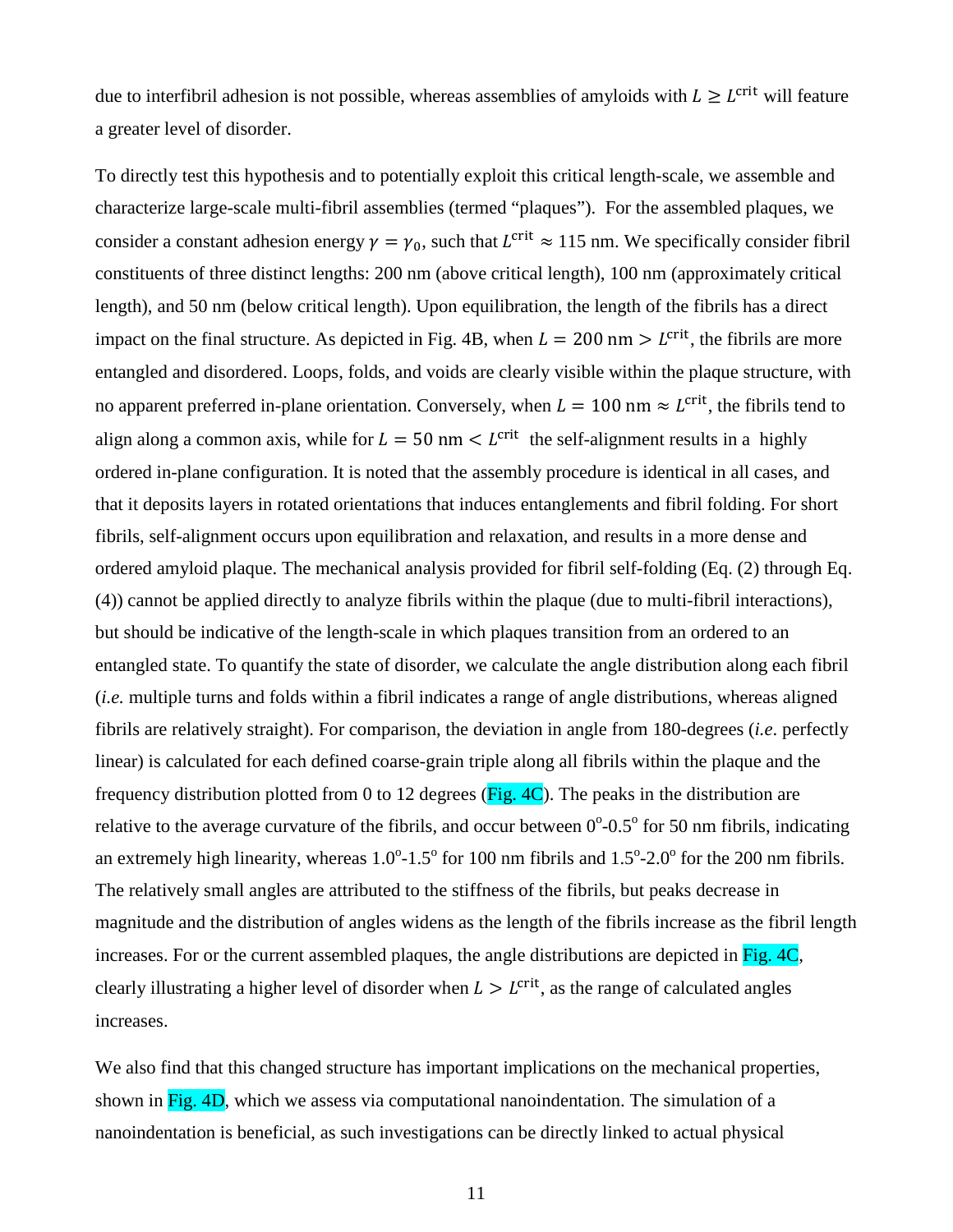due to interfibril adhesion is not possible, whereas assemblies of amyloids with $L \geq L^{\text{crit}}$ will feature a greater level of disorder.

To directly test this hypothesis and to potentially exploit this critical length-scale, we assemble and characterize large-scale multi-fibril assemblies (termed "plaques"). For the assembled plaques, we consider a constant adhesion energy $\gamma = \gamma_0$, such that $L^{\text{crit}} \approx 115$ nm. We specifically consider fibril constituents of three distinct lengths: 200 nm (above critical length), 100 nm (approximately critical length), and 50 nm (below critical length). Upon equilibration, the length of the fibrils has a direct impact on the final structure. As depicted in Fig. 4B, when $L = 200\ \text{nm} > L^{\text{crit}}$, the fibrils are more entangled and disordered. Loops, folds, and voids are clearly visible within the plaque structure, with no apparent preferred in-plane orientation. Conversely, when $L = 100\ \text{nm} \approx L^{\text{crit}}$, the fibrils tend to align along a common axis, while for $L = 50\ \text{nm} < L^{\text{crit}}$ the self-alignment results in a highly ordered in-plane configuration. It is noted that the assembly procedure is identical in all cases, and that it deposits layers in rotated orientations that induces entanglements and fibril folding. For short fibrils, self-alignment occurs upon equilibration and relaxation, and results in a more dense and ordered amyloid plaque. The mechanical analysis provided for fibril self-folding (Eq. (2) through Eq. (4)) cannot be applied directly to analyze fibrils within the plaque (due to multi-fibril interactions), but should be indicative of the length-scale in which plaques transition from an ordered to an entangled state. To quantify the state of disorder, we calculate the angle distribution along each fibril (*i.e.* multiple turns and folds within a fibril indicates a range of angle distributions, whereas aligned fibrils are relatively straight). For comparison, the deviation in angle from 180-degrees (*i.e*. perfectly linear) is calculated for each defined coarse-grain triple along all fibrils within the plaque and the frequency distribution plotted from 0 to 12 degrees (Fig. 4C). The peaks in the distribution are relative to the average curvature of the fibrils, and occur between $0^{\circ}$-$0.5^{\circ}$ for 50 nm fibrils, indicating an extremely high linearity, whereas $1.0^{\circ}$-$1.5^{\circ}$ for 100 nm fibrils and $1.5^{\circ}$-$2.0^{\circ}$ for the 200 nm fibrils. The relatively small angles are attributed to the stiffness of the fibrils, but peaks decrease in magnitude and the distribution of angles widens as the length of the fibrils increase as the fibril length increases. For or the current assembled plaques, the angle distributions are depicted in Fig. 4C, clearly illustrating a higher level of disorder when $L > L^{\text{crit}}$, as the range of calculated angles increases.

We also find that this changed structure has important implications on the mechanical properties, shown in Fig. 4D, which we assess via computational nanoindentation. The simulation of a nanoindentation is beneficial, as such investigations can be directly linked to actual physical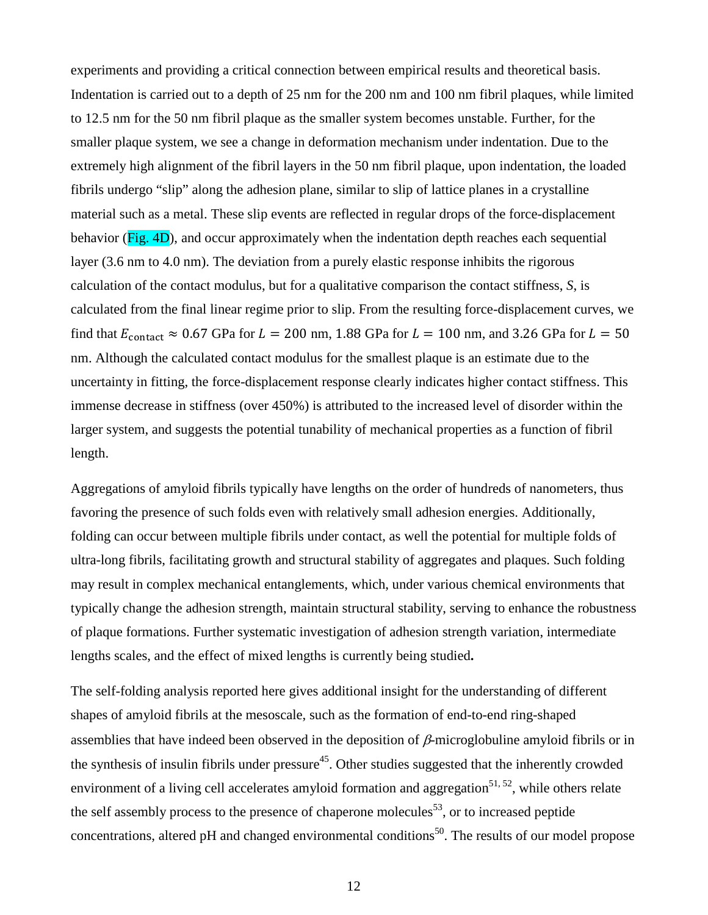experiments and providing a critical connection between empirical results and theoretical basis. Indentation is carried out to a depth of 25 nm for the 200 nm and 100 nm fibril plaques, while limited to 12.5 nm for the 50 nm fibril plaque as the smaller system becomes unstable. Further, for the smaller plaque system, we see a change in deformation mechanism under indentation. Due to the extremely high alignment of the fibril layers in the 50 nm fibril plaque, upon indentation, the loaded fibrils undergo "slip" along the adhesion plane, similar to slip of lattice planes in a crystalline material such as a metal. These slip events are reflected in regular drops of the force-displacement behavior (Fig. 4D), and occur approximately when the indentation depth reaches each sequential layer (3.6 nm to 4.0 nm). The deviation from a purely elastic response inhibits the rigorous calculation of the contact modulus, but for a qualitative comparison the contact stiffness, $S$, is calculated from the final linear regime prior to slip. From the resulting force-displacement curves, we find that $E_{\text{contact}} \approx 0.67$ GPa for $L = 200$ nm, 1.88 GPa for $L = 100$ nm, and 3.26 GPa for $L = 50$ nm. Although the calculated contact modulus for the smallest plaque is an estimate due to the uncertainty in fitting, the force-displacement response clearly indicates higher contact stiffness. This immense decrease in stiffness (over 450%) is attributed to the increased level of disorder within the larger system, and suggests the potential tunability of mechanical properties as a function of fibril length.

Aggregations of amyloid fibrils typically have lengths on the order of hundreds of nanometers, thus favoring the presence of such folds even with relatively small adhesion energies. Additionally, folding can occur between multiple fibrils under contact, as well the potential for multiple folds of ultra-long fibrils, facilitating growth and structural stability of aggregates and plaques. Such folding may result in complex mechanical entanglements, which, under various chemical environments that typically change the adhesion strength, maintain structural stability, serving to enhance the robustness of plaque formations. Further systematic investigation of adhesion strength variation, intermediate lengths scales, and the effect of mixed lengths is currently being studied**.**

The self-folding analysis reported here gives additional insight for the understanding of different shapes of amyloid fibrils at the mesoscale, such as the formation of end-to-end ring-shaped assemblies that have indeed been observed in the deposition of $\beta$-microglobuline amyloid fibrils or in the synthesis of insulin fibrils under pressure[45]. Other studies suggested that the inherently crowded environment of a living cell accelerates amyloid formation and aggregation[51, 52], while others relate the self assembly process to the presence of chaperone molecules[53], or to increased peptide concentrations, altered pH and changed environmental conditions[50]. The results of our model propose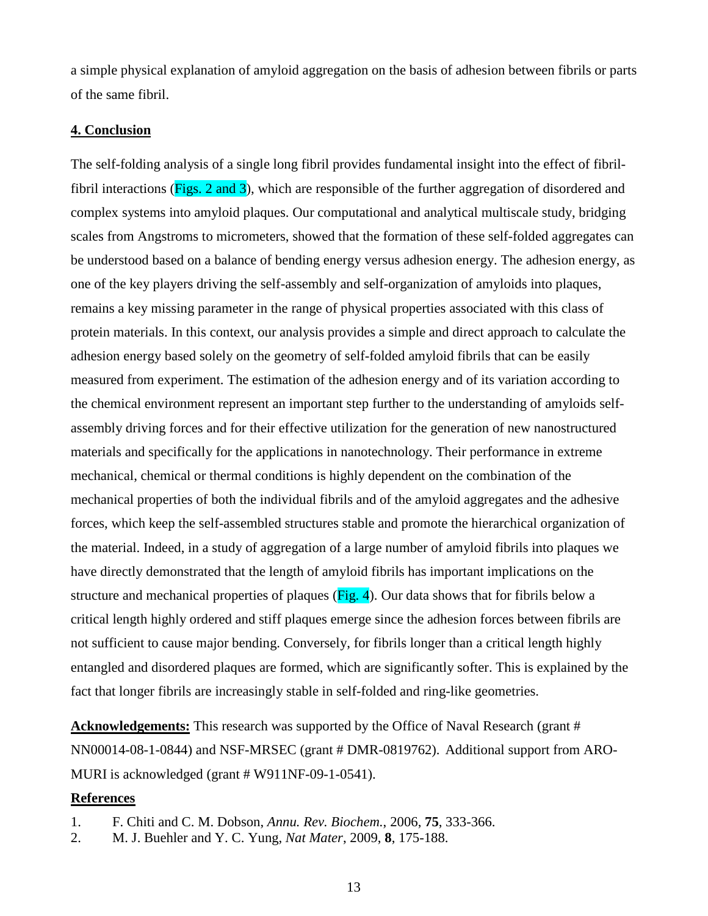a simple physical explanation of amyloid aggregation on the basis of adhesion between fibrils or parts of the same fibril.

## 4. Conclusion

The self-folding analysis of a single long fibril provides fundamental insight into the effect of fibril-fibril interactions (Figs. 2 and 3), which are responsible of the further aggregation of disordered and complex systems into amyloid plaques. Our computational and analytical multiscale study, bridging scales from Angstroms to micrometers, showed that the formation of these self-folded aggregates can be understood based on a balance of bending energy versus adhesion energy. The adhesion energy, as one of the key players driving the self-assembly and self-organization of amyloids into plaques, remains a key missing parameter in the range of physical properties associated with this class of protein materials. In this context, our analysis provides a simple and direct approach to calculate the adhesion energy based solely on the geometry of self-folded amyloid fibrils that can be easily measured from experiment. The estimation of the adhesion energy and of its variation according to the chemical environment represent an important step further to the understanding of amyloids self-assembly driving forces and for their effective utilization for the generation of new nanostructured materials and specifically for the applications in nanotechnology. Their performance in extreme mechanical, chemical or thermal conditions is highly dependent on the combination of the mechanical properties of both the individual fibrils and of the amyloid aggregates and the adhesive forces, which keep the self-assembled structures stable and promote the hierarchical organization of the material. Indeed, in a study of aggregation of a large number of amyloid fibrils into plaques we have directly demonstrated that the length of amyloid fibrils has important implications on the structure and mechanical properties of plaques (Fig. 4). Our data shows that for fibrils below a critical length highly ordered and stiff plaques emerge since the adhesion forces between fibrils are not sufficient to cause major bending. Conversely, for fibrils longer than a critical length highly entangled and disordered plaques are formed, which are significantly softer. This is explained by the fact that longer fibrils are increasingly stable in self-folded and ring-like geometries.

**Acknowledgements:** This research was supported by the Office of Naval Research (grant # NN00014-08-1-0844) and NSF-MRSEC (grant # DMR-0819762). Additional support from ARO-MURI is acknowledged (grant # W911NF-09-1-0541).

## References

1. F. Chiti and C. M. Dobson, *Annu. Rev. Biochem.*, 2006, **75**, 333-366.
2. M. J. Buehler and Y. C. Yung, *Nat Mater*, 2009, **8**, 175-188.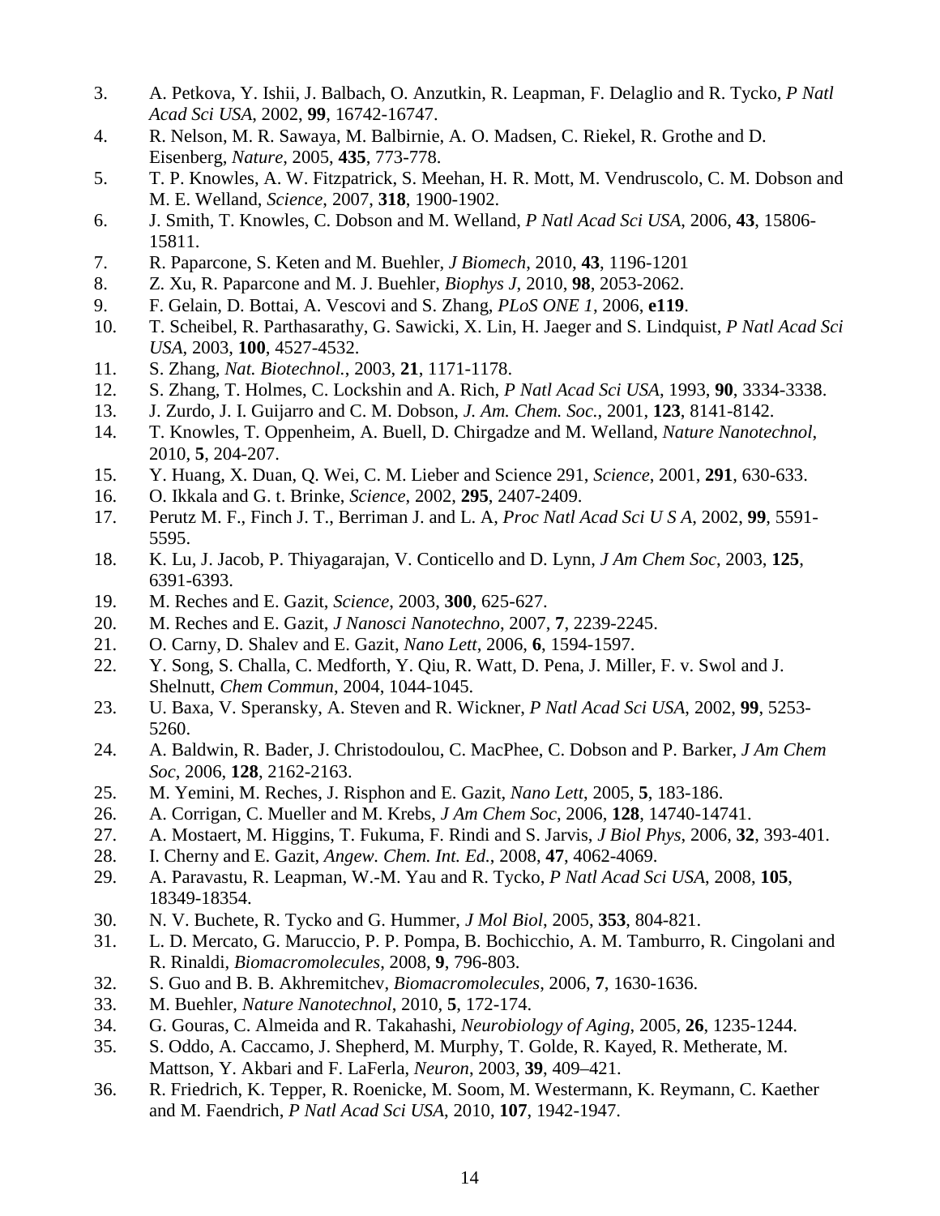3. A. Petkova, Y. Ishii, J. Balbach, O. Anzutkin, R. Leapman, F. Delaglio and R. Tycko, *P Natl Acad Sci USA*, 2002, **99**, 16742-16747.
4. R. Nelson, M. R. Sawaya, M. Balbirnie, A. O. Madsen, C. Riekel, R. Grothe and D. Eisenberg, *Nature*, 2005, **435**, 773-778.
5. T. P. Knowles, A. W. Fitzpatrick, S. Meehan, H. R. Mott, M. Vendruscolo, C. M. Dobson and M. E. Welland, *Science*, 2007, **318**, 1900-1902.
6. J. Smith, T. Knowles, C. Dobson and M. Welland, *P Natl Acad Sci USA*, 2006, **43**, 15806-15811.
7. R. Paparcone, S. Keten and M. Buehler, *J Biomech*, 2010, **43**, 1196-1201
8. Z. Xu, R. Paparcone and M. J. Buehler, *Biophys J*, 2010, **98**, 2053-2062.
9. F. Gelain, D. Bottai, A. Vescovi and S. Zhang, *PLoS ONE 1*, 2006, **e119**.
10. T. Scheibel, R. Parthasarathy, G. Sawicki, X. Lin, H. Jaeger and S. Lindquist, *P Natl Acad Sci USA*, 2003, **100**, 4527-4532.
11. S. Zhang, *Nat. Biotechnol.*, 2003, **21**, 1171-1178.
12. S. Zhang, T. Holmes, C. Lockshin and A. Rich, *P Natl Acad Sci USA*, 1993, **90**, 3334-3338.
13. J. Zurdo, J. I. Guijarro and C. M. Dobson, *J. Am. Chem. Soc.*, 2001, **123**, 8141-8142.
14. T. Knowles, T. Oppenheim, A. Buell, D. Chirgadze and M. Welland, *Nature Nanotechnol*, 2010, **5**, 204-207.
15. Y. Huang, X. Duan, Q. Wei, C. M. Lieber and Science 291, *Science*, 2001, **291**, 630-633.
16. O. Ikkala and G. t. Brinke, *Science*, 2002, **295**, 2407-2409.
17. Perutz M. F., Finch J. T., Berriman J. and L. A, *Proc Natl Acad Sci U S A*, 2002, **99**, 5591-5595.
18. K. Lu, J. Jacob, P. Thiyagarajan, V. Conticello and D. Lynn, *J Am Chem Soc*, 2003, **125**, 6391-6393.
19. M. Reches and E. Gazit, *Science*, 2003, **300**, 625-627.
20. M. Reches and E. Gazit, *J Nanosci Nanotechno*, 2007, **7**, 2239-2245.
21. O. Carny, D. Shalev and E. Gazit, *Nano Lett*, 2006, **6**, 1594-1597.
22. Y. Song, S. Challa, C. Medforth, Y. Qiu, R. Watt, D. Pena, J. Miller, F. v. Swol and J. Shelnutt, *Chem Commun*, 2004, 1044-1045.
23. U. Baxa, V. Speransky, A. Steven and R. Wickner, *P Natl Acad Sci USA*, 2002, **99**, 5253-5260.
24. A. Baldwin, R. Bader, J. Christodoulou, C. MacPhee, C. Dobson and P. Barker, *J Am Chem Soc*, 2006, **128**, 2162-2163.
25. M. Yemini, M. Reches, J. Risphon and E. Gazit, *Nano Lett*, 2005, **5**, 183-186.
26. A. Corrigan, C. Mueller and M. Krebs, *J Am Chem Soc*, 2006, **128**, 14740-14741.
27. A. Mostaert, M. Higgins, T. Fukuma, F. Rindi and S. Jarvis, *J Biol Phys*, 2006, **32**, 393-401.
28. I. Cherny and E. Gazit, *Angew. Chem. Int. Ed.*, 2008, **47**, 4062-4069.
29. A. Paravastu, R. Leapman, W.-M. Yau and R. Tycko, *P Natl Acad Sci USA*, 2008, **105**, 18349-18354.
30. N. V. Buchete, R. Tycko and G. Hummer, *J Mol Biol*, 2005, **353**, 804-821.
31. L. D. Mercato, G. Maruccio, P. P. Pompa, B. Bochicchio, A. M. Tamburro, R. Cingolani and R. Rinaldi, *Biomacromolecules*, 2008, **9**, 796-803.
32. S. Guo and B. B. Akhremitchev, *Biomacromolecules*, 2006, **7**, 1630-1636.
33. M. Buehler, *Nature Nanotechnol*, 2010, **5**, 172-174.
34. G. Gouras, C. Almeida and R. Takahashi, *Neurobiology of Aging*, 2005, **26**, 1235-1244.
35. S. Oddo, A. Caccamo, J. Shepherd, M. Murphy, T. Golde, R. Kayed, R. Metherate, M. Mattson, Y. Akbari and F. LaFerla, *Neuron*, 2003, **39**, 409–421.
36. R. Friedrich, K. Tepper, R. Roenicke, M. Soom, M. Westermann, K. Reymann, C. Kaether and M. Faendrich, *P Natl Acad Sci USA*, 2010, **107**, 1942-1947.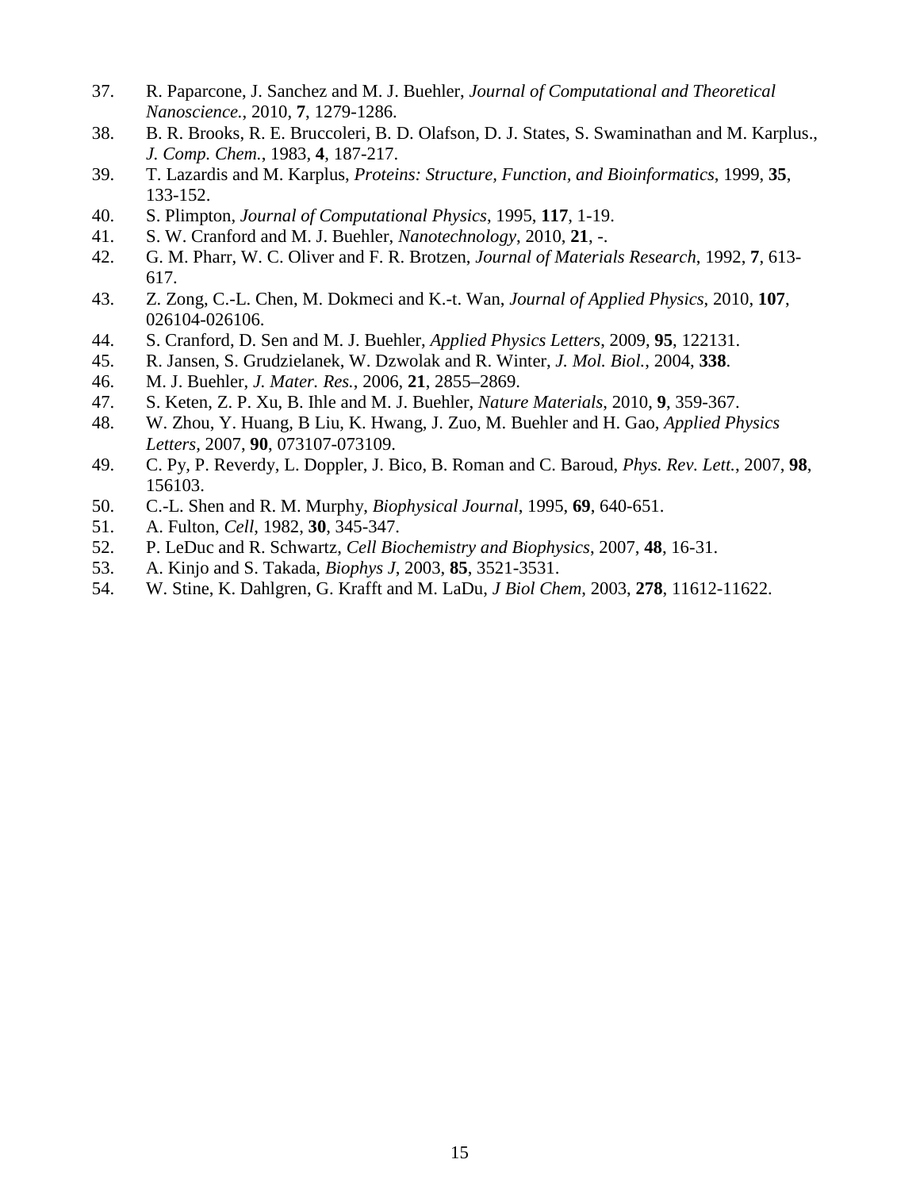37. R. Paparcone, J. Sanchez and M. J. Buehler, *Journal of Computational and Theoretical Nanoscience.*, 2010, **7**, 1279-1286.
38. B. R. Brooks, R. E. Bruccoleri, B. D. Olafson, D. J. States, S. Swaminathan and M. Karplus., *J. Comp. Chem.*, 1983, **4**, 187-217.
39. T. Lazardis and M. Karplus, *Proteins: Structure, Function, and Bioinformatics*, 1999, **35**, 133-152.
40. S. Plimpton, *Journal of Computational Physics*, 1995, **117**, 1-19.
41. S. W. Cranford and M. J. Buehler, *Nanotechnology*, 2010, **21**, -.
42. G. M. Pharr, W. C. Oliver and F. R. Brotzen, *Journal of Materials Research*, 1992, **7**, 613-617.
43. Z. Zong, C.-L. Chen, M. Dokmeci and K.-t. Wan, *Journal of Applied Physics*, 2010, **107**, 026104-026106.
44. S. Cranford, D. Sen and M. J. Buehler, *Applied Physics Letters*, 2009, **95**, 122131.
45. R. Jansen, S. Grudzielanek, W. Dzwolak and R. Winter, *J. Mol. Biol.*, 2004, **338**.
46. M. J. Buehler, *J. Mater. Res.*, 2006, **21**, 2855–2869.
47. S. Keten, Z. P. Xu, B. Ihle and M. J. Buehler, *Nature Materials*, 2010, **9**, 359-367.
48. W. Zhou, Y. Huang, B Liu, K. Hwang, J. Zuo, M. Buehler and H. Gao, *Applied Physics Letters*, 2007, **90**, 073107-073109.
49. C. Py, P. Reverdy, L. Doppler, J. Bico, B. Roman and C. Baroud, *Phys. Rev. Lett.*, 2007, **98**, 156103.
50. C.-L. Shen and R. M. Murphy, *Biophysical Journal*, 1995, **69**, 640-651.
51. A. Fulton, *Cell*, 1982, **30**, 345-347.
52. P. LeDuc and R. Schwartz, *Cell Biochemistry and Biophysics*, 2007, **48**, 16-31.
53. A. Kinjo and S. Takada, *Biophys J*, 2003, **85**, 3521-3531.
54. W. Stine, K. Dahlgren, G. Krafft and M. LaDu, *J Biol Chem*, 2003, **278**, 11612-11622.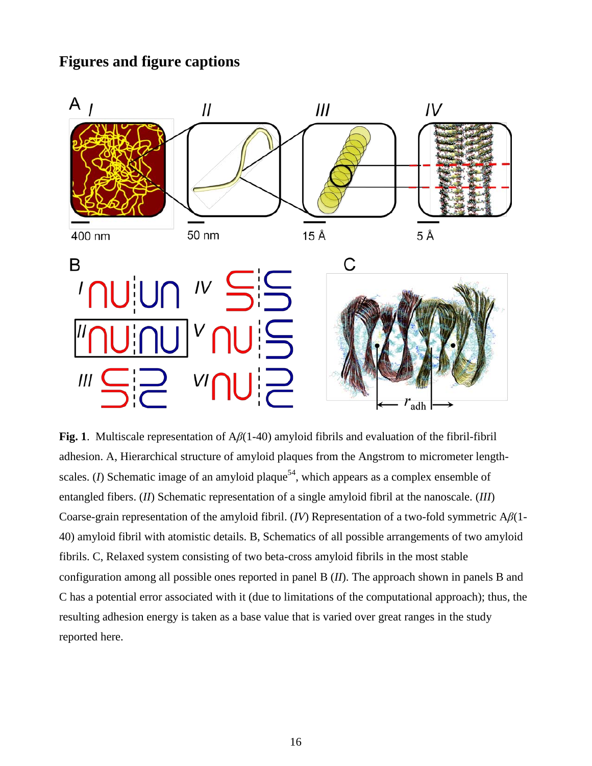## Figures and figure captions

**Fig. 1**. Multiscale representation of A$\beta$(1-40) amyloid fibrils and evaluation of the fibril-fibril adhesion. A, Hierarchical structure of amyloid plaques from the Angstrom to micrometer length-scales. (*I*) Schematic image of an amyloid plaque[54], which appears as a complex ensemble of entangled fibers. (*II*) Schematic representation of a single amyloid fibril at the nanoscale. (*III*) Coarse-grain representation of the amyloid fibril. (*IV*) Representation of a two-fold symmetric A$\beta$(1-40) amyloid fibril with atomistic details. B, Schematics of all possible arrangements of two amyloid fibrils. C, Relaxed system consisting of two beta-cross amyloid fibrils in the most stable configuration among all possible ones reported in panel B (*II*). The approach shown in panels B and C has a potential error associated with it (due to limitations of the computational approach); thus, the resulting adhesion energy is taken as a base value that is varied over great ranges in the study reported here.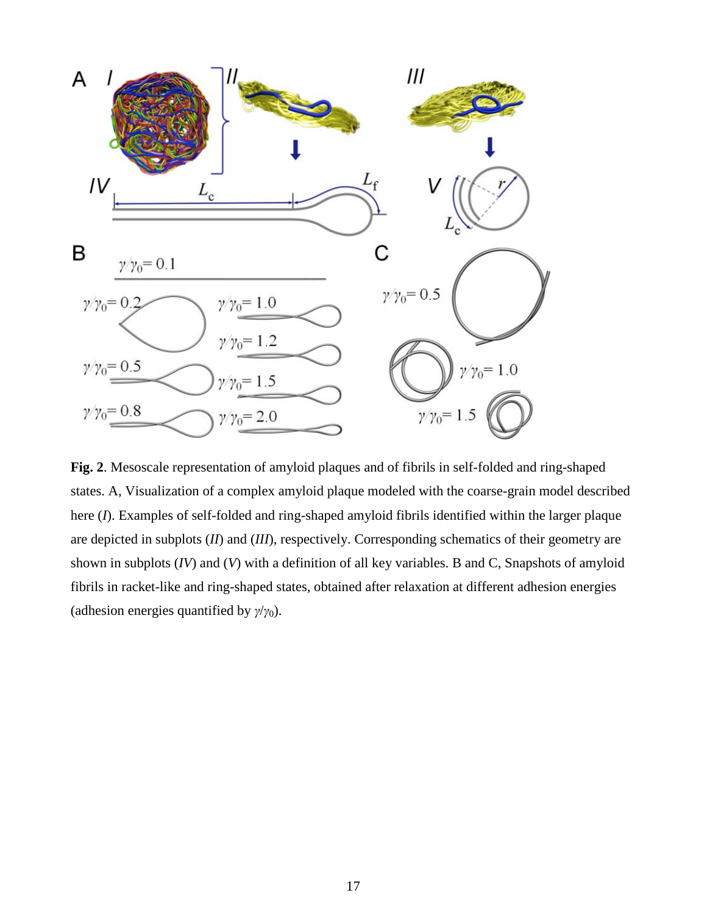**Fig. 2**. Mesoscale representation of amyloid plaques and of fibrils in self-folded and ring-shaped states. A, Visualization of a complex amyloid plaque modeled with the coarse-grain model described here (*I*). Examples of self-folded and ring-shaped amyloid fibrils identified within the larger plaque are depicted in subplots (*II*) and (*III*), respectively. Corresponding schematics of their geometry are shown in subplots (*IV*) and (*V*) with a definition of all key variables. B and C, Snapshots of amyloid fibrils in racket-like and ring-shaped states, obtained after relaxation at different adhesion energies (adhesion energies quantified by $\gamma/\gamma_0$).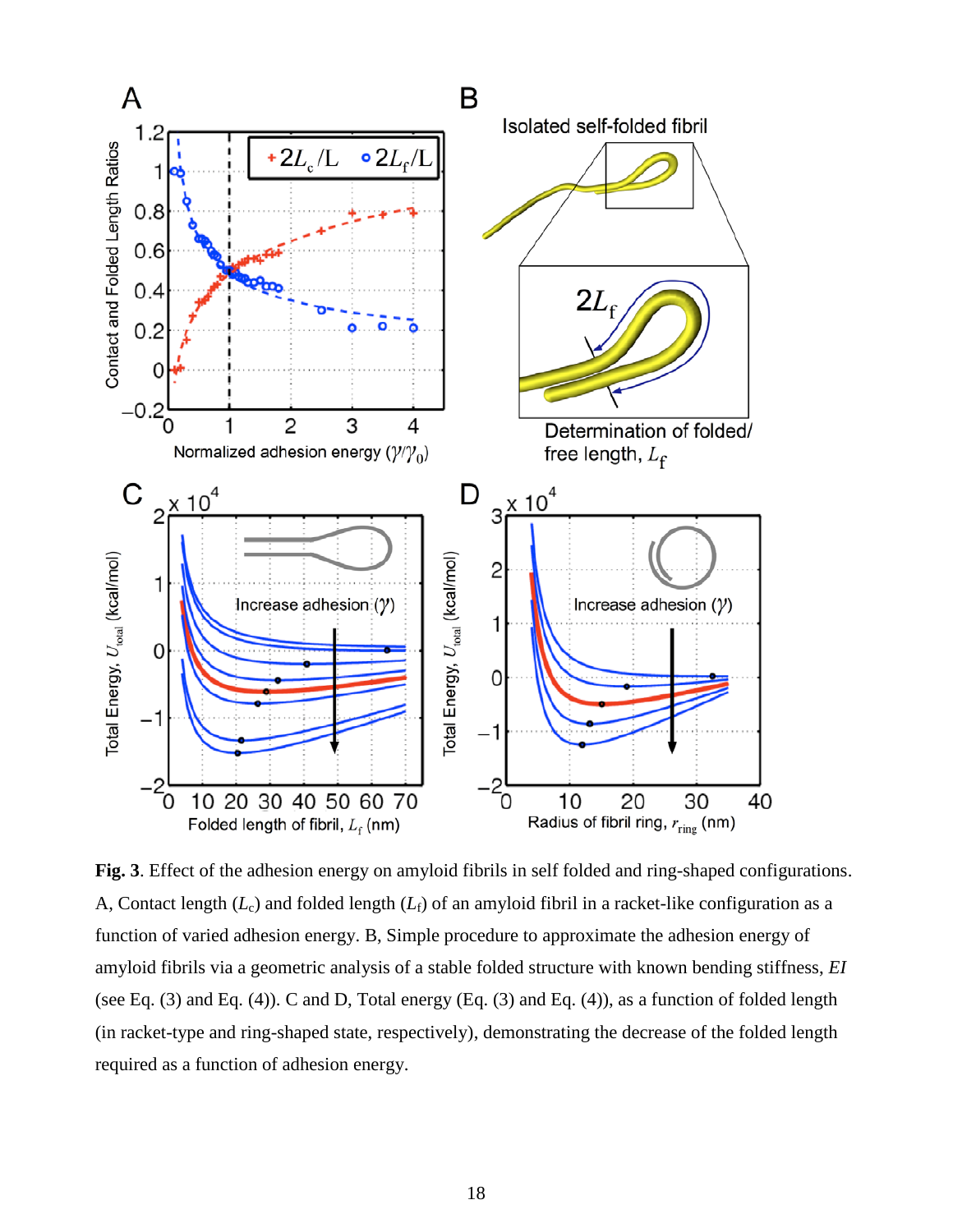**Fig. 3**. Effect of the adhesion energy on amyloid fibrils in self folded and ring-shaped configurations. A, Contact length ($L_c$) and folded length ($L_f$) of an amyloid fibril in a racket-like configuration as a function of varied adhesion energy. B, Simple procedure to approximate the adhesion energy of amyloid fibrils via a geometric analysis of a stable folded structure with known bending stiffness, *EI* (see Eq. (3) and Eq. (4)). C and D, Total energy (Eq. (3) and Eq. (4)), as a function of folded length (in racket-type and ring-shaped state, respectively), demonstrating the decrease of the folded length required as a function of adhesion energy.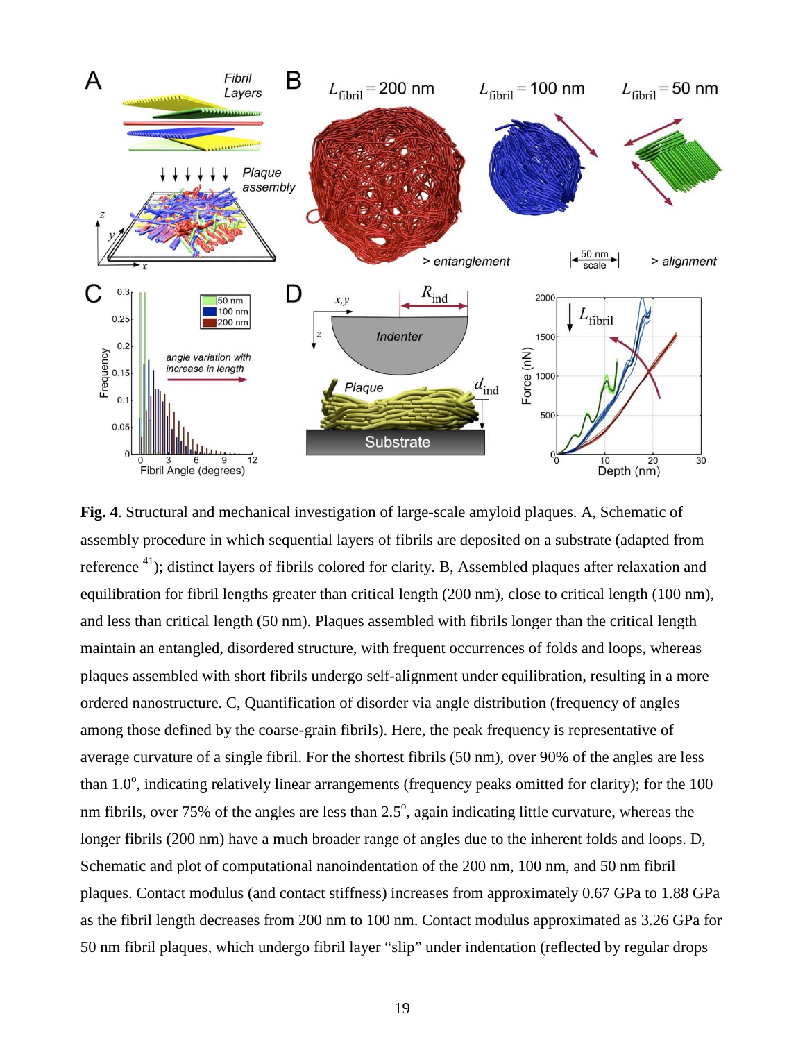**Fig. 4**. Structural and mechanical investigation of large-scale amyloid plaques. A, Schematic of assembly procedure in which sequential layers of fibrils are deposited on a substrate (adapted from reference [41]); distinct layers of fibrils colored for clarity. B, Assembled plaques after relaxation and equilibration for fibril lengths greater than critical length (200 nm), close to critical length (100 nm), and less than critical length (50 nm). Plaques assembled with fibrils longer than the critical length maintain an entangled, disordered structure, with frequent occurrences of folds and loops, whereas plaques assembled with short fibrils undergo self-alignment under equilibration, resulting in a more ordered nanostructure. C, Quantification of disorder via angle distribution (frequency of angles among those defined by the coarse-grain fibrils). Here, the peak frequency is representative of average curvature of a single fibril. For the shortest fibrils (50 nm), over 90% of the angles are less than 1.0°, indicating relatively linear arrangements (frequency peaks omitted for clarity); for the 100 nm fibrils, over 75% of the angles are less than 2.5°, again indicating little curvature, whereas the longer fibrils (200 nm) have a much broader range of angles due to the inherent folds and loops. D, Schematic and plot of computational nanoindentation of the 200 nm, 100 nm, and 50 nm fibril plaques. Contact modulus (and contact stiffness) increases from approximately 0.67 GPa to 1.88 GPa as the fibril length decreases from 200 nm to 100 nm. Contact modulus approximated as 3.26 GPa for 50 nm fibril plaques, which undergo fibril layer "slip" under indentation (reflected by regular drops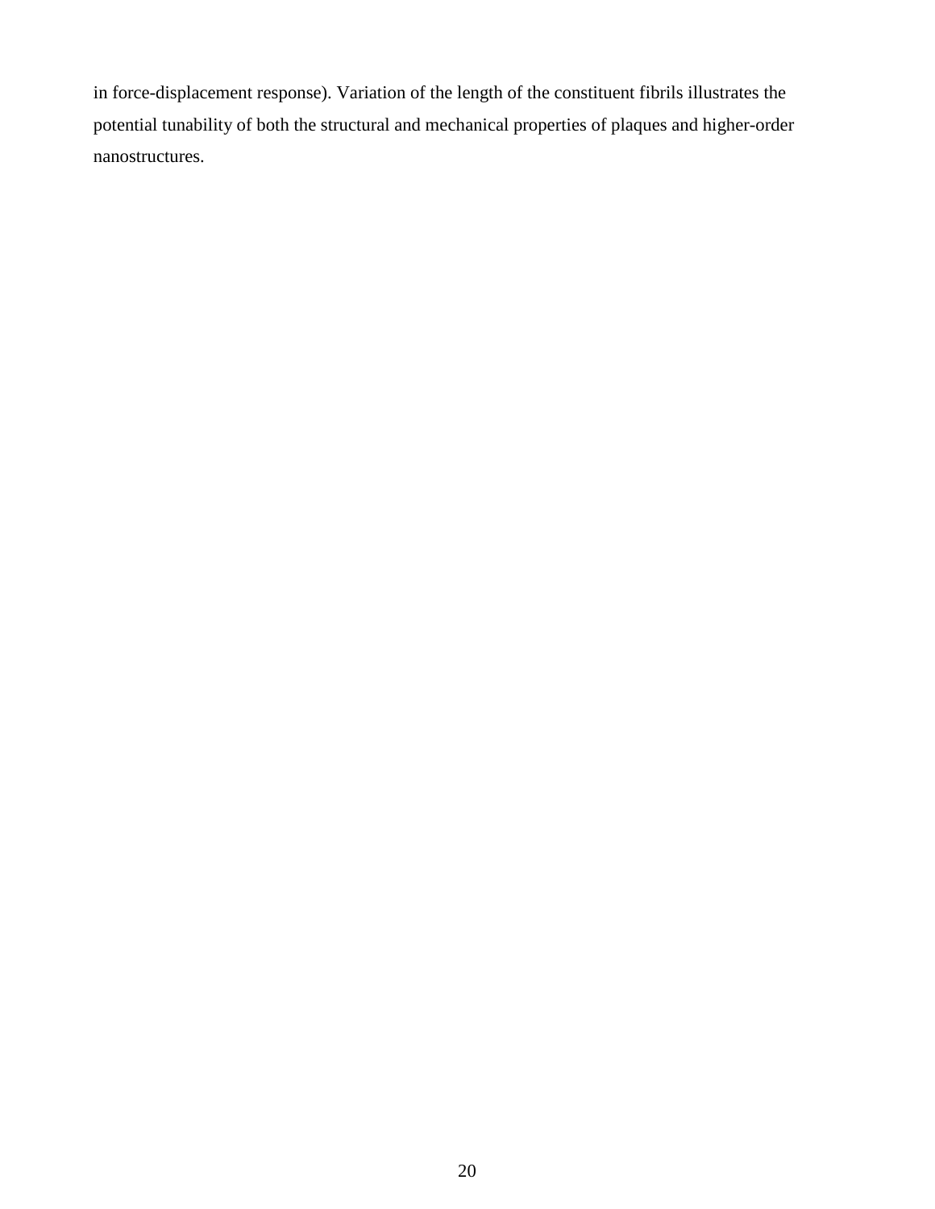in force-displacement response). Variation of the length of the constituent fibrils illustrates the potential tunability of both the structural and mechanical properties of plaques and higher-order nanostructures.